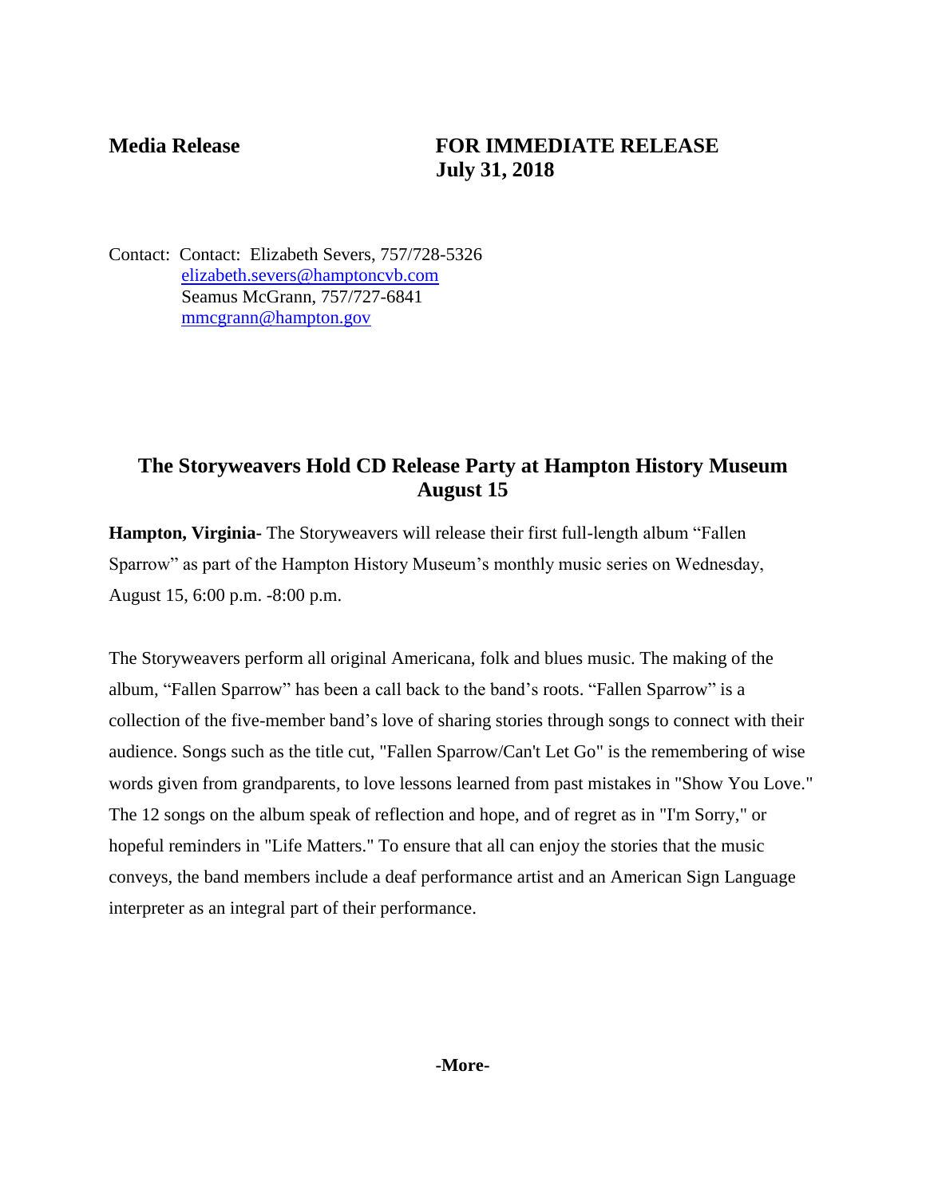**Media Release** **FOR IMMEDIATE RELEASE**
**July 31, 2018**

Contact: Contact: Elizabeth Severs, 757/728-5326
elizabeth.severs@hamptoncvb.com
Seamus McGrann, 757/727-6841
mmcgrann@hampton.gov

## The Storyweavers Hold CD Release Party at Hampton History Museum August 15

**Hampton, Virginia-** The Storyweavers will release their first full-length album "Fallen Sparrow" as part of the Hampton History Museum's monthly music series on Wednesday, August 15, 6:00 p.m. -8:00 p.m.

The Storyweavers perform all original Americana, folk and blues music. The making of the album, "Fallen Sparrow" has been a call back to the band's roots. "Fallen Sparrow" is a collection of the five-member band's love of sharing stories through songs to connect with their audience. Songs such as the title cut, "Fallen Sparrow/Can't Let Go" is the remembering of wise words given from grandparents, to love lessons learned from past mistakes in "Show You Love." The 12 songs on the album speak of reflection and hope, and of regret as in "I'm Sorry," or hopeful reminders in "Life Matters." To ensure that all can enjoy the stories that the music conveys, the band members include a deaf performance artist and an American Sign Language interpreter as an integral part of their performance.

**-More-**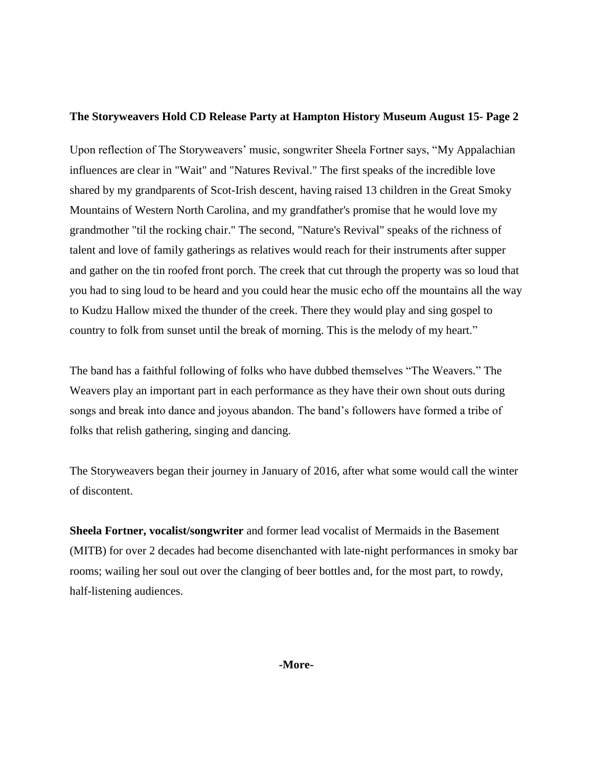**The Storyweavers Hold CD Release Party at Hampton History Museum August 15- Page 2**

Upon reflection of The Storyweavers' music, songwriter Sheela Fortner says, "My Appalachian influences are clear in "Wait" and "Natures Revival." The first speaks of the incredible love shared by my grandparents of Scot-Irish descent, having raised 13 children in the Great Smoky Mountains of Western North Carolina, and my grandfather's promise that he would love my grandmother "til the rocking chair." The second, "Nature's Revival" speaks of the richness of talent and love of family gatherings as relatives would reach for their instruments after supper and gather on the tin roofed front porch. The creek that cut through the property was so loud that you had to sing loud to be heard and you could hear the music echo off the mountains all the way to Kudzu Hallow mixed the thunder of the creek. There they would play and sing gospel to country to folk from sunset until the break of morning. This is the melody of my heart."

The band has a faithful following of folks who have dubbed themselves "The Weavers." The Weavers play an important part in each performance as they have their own shout outs during songs and break into dance and joyous abandon. The band's followers have formed a tribe of folks that relish gathering, singing and dancing.

The Storyweavers began their journey in January of 2016, after what some would call the winter of discontent.

**Sheela Fortner, vocalist/songwriter** and former lead vocalist of Mermaids in the Basement (MITB) for over 2 decades had become disenchanted with late-night performances in smoky bar rooms; wailing her soul out over the clanging of beer bottles and, for the most part, to rowdy, half-listening audiences.

**-More-**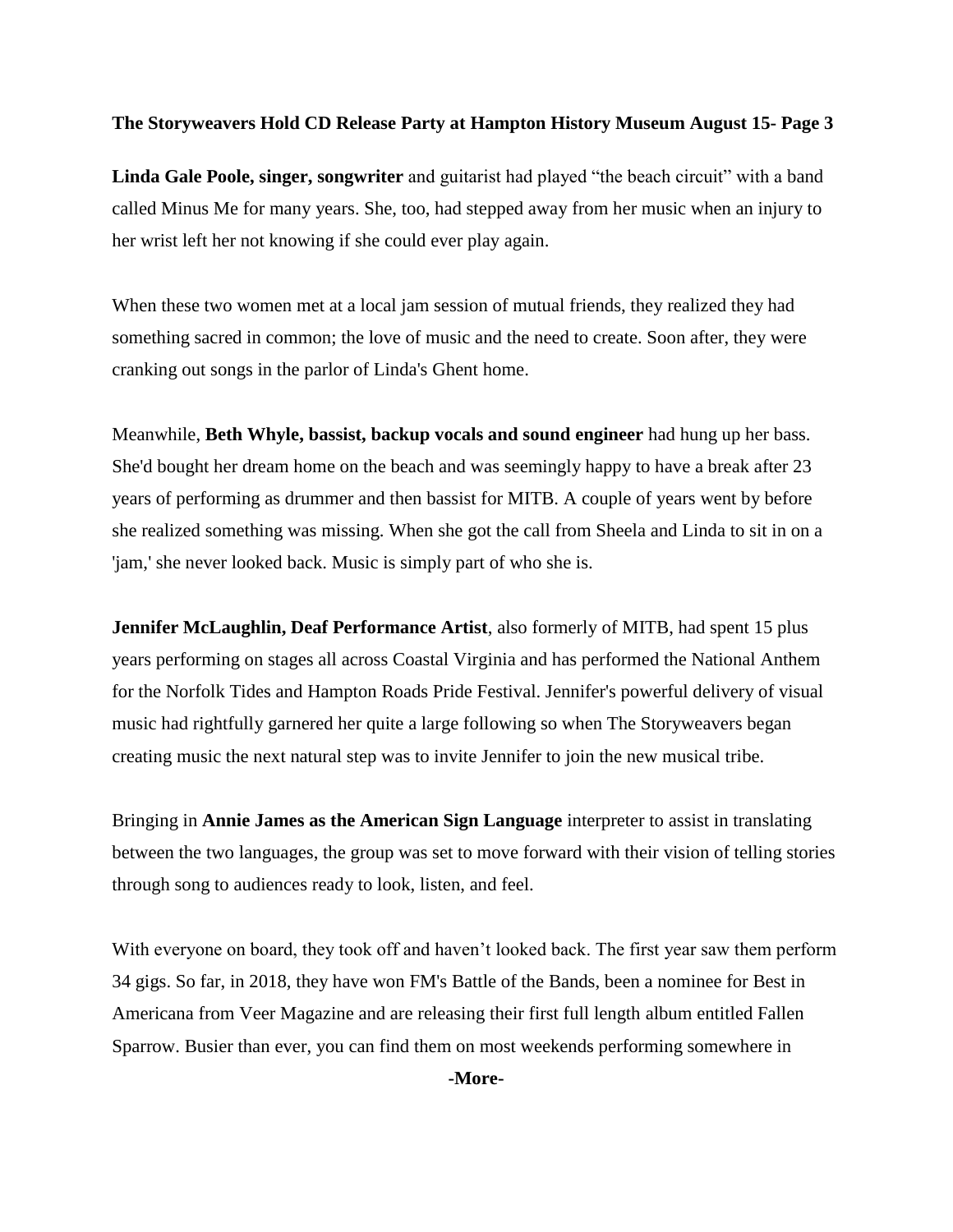**The Storyweavers Hold CD Release Party at Hampton History Museum August 15- Page 3**

**Linda Gale Poole, singer, songwriter** and guitarist had played "the beach circuit" with a band called Minus Me for many years. She, too, had stepped away from her music when an injury to her wrist left her not knowing if she could ever play again.

When these two women met at a local jam session of mutual friends, they realized they had something sacred in common; the love of music and the need to create. Soon after, they were cranking out songs in the parlor of Linda's Ghent home.

Meanwhile, **Beth Whyle, bassist, backup vocals and sound engineer** had hung up her bass. She'd bought her dream home on the beach and was seemingly happy to have a break after 23 years of performing as drummer and then bassist for MITB. A couple of years went by before she realized something was missing. When she got the call from Sheela and Linda to sit in on a 'jam,' she never looked back. Music is simply part of who she is.

**Jennifer McLaughlin, Deaf Performance Artist**, also formerly of MITB, had spent 15 plus years performing on stages all across Coastal Virginia and has performed the National Anthem for the Norfolk Tides and Hampton Roads Pride Festival. Jennifer's powerful delivery of visual music had rightfully garnered her quite a large following so when The Storyweavers began creating music the next natural step was to invite Jennifer to join the new musical tribe.

Bringing in **Annie James as the American Sign Language** interpreter to assist in translating between the two languages, the group was set to move forward with their vision of telling stories through song to audiences ready to look, listen, and feel.

With everyone on board, they took off and haven't looked back. The first year saw them perform 34 gigs. So far, in 2018, they have won FM's Battle of the Bands, been a nominee for Best in Americana from Veer Magazine and are releasing their first full length album entitled Fallen Sparrow. Busier than ever, you can find them on most weekends performing somewhere in

**-More-**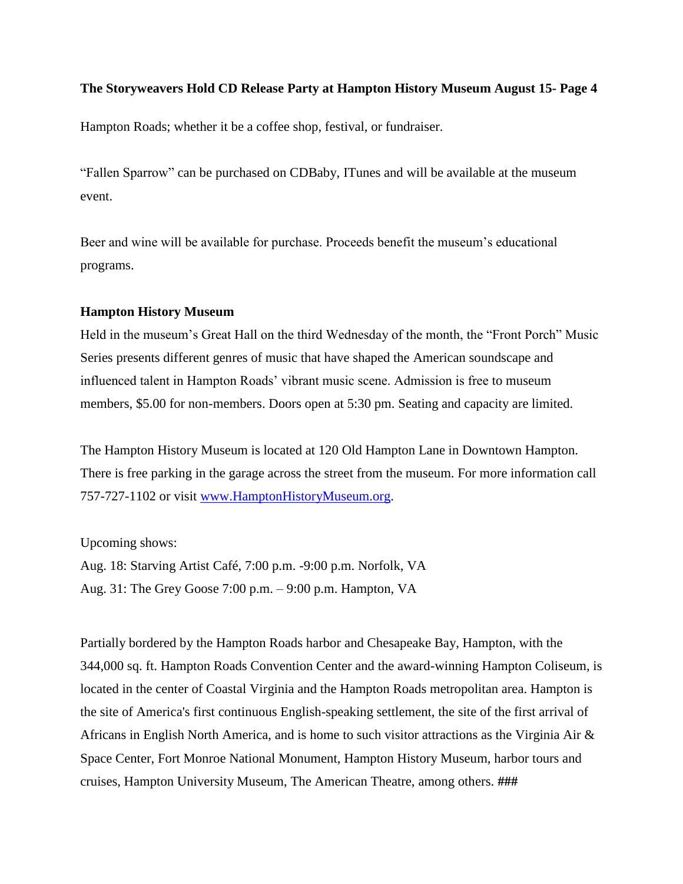Hampton Roads; whether it be a coffee shop, festival, or fundraiser.

"Fallen Sparrow" can be purchased on CDBaby, ITunes and will be available at the museum event.

Beer and wine will be available for purchase. Proceeds benefit the museum's educational programs.

**Hampton History Museum**

Held in the museum's Great Hall on the third Wednesday of the month, the "Front Porch" Music Series presents different genres of music that have shaped the American soundscape and influenced talent in Hampton Roads' vibrant music scene. Admission is free to museum members, $5.00 for non-members. Doors open at 5:30 pm. Seating and capacity are limited.

The Hampton History Museum is located at 120 Old Hampton Lane in Downtown Hampton. There is free parking in the garage across the street from the museum. For more information call 757-727-1102 or visit [www.HamptonHistoryMuseum.org](http://www.HamptonHistoryMuseum.org).

Upcoming shows:
Aug. 18: Starving Artist Café, 7:00 p.m. -9:00 p.m. Norfolk, VA
Aug. 31: The Grey Goose 7:00 p.m. – 9:00 p.m. Hampton, VA

Partially bordered by the Hampton Roads harbor and Chesapeake Bay, Hampton, with the 344,000 sq. ft. Hampton Roads Convention Center and the award-winning Hampton Coliseum, is located in the center of Coastal Virginia and the Hampton Roads metropolitan area. Hampton is the site of America's first continuous English-speaking settlement, the site of the first arrival of Africans in English North America, and is home to such visitor attractions as the Virginia Air & Space Center, Fort Monroe National Monument, Hampton History Museum, harbor tours and cruises, Hampton University Museum, The American Theatre, among others. **###**